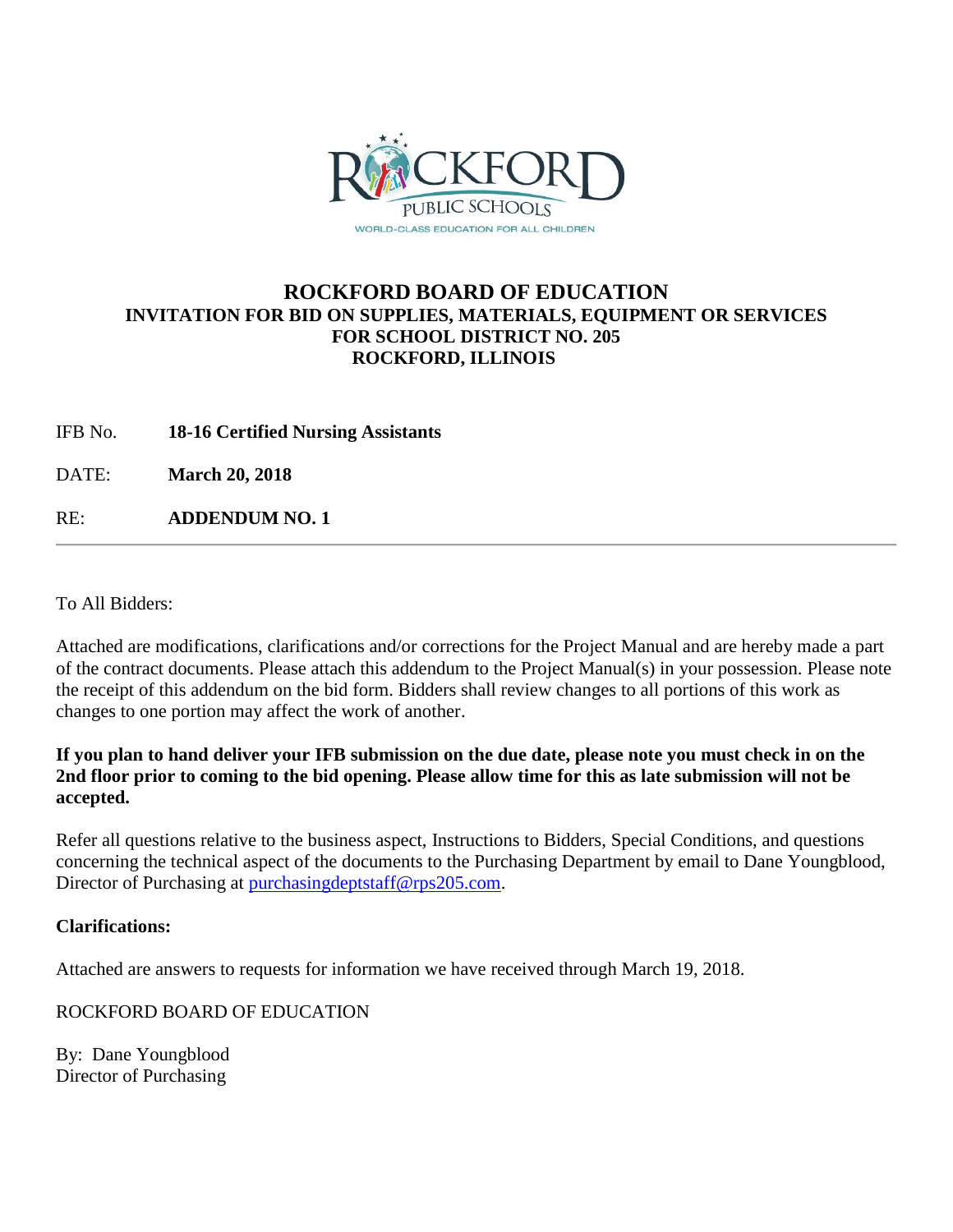# ROCKFORD BOARD OF EDUCATION

## INVITATION FOR BID ON SUPPLIES, MATERIALS, EQUIPMENT OR SERVICES FOR SCHOOL DISTRICT NO. 205 ROCKFORD, ILLINOIS

IFB No. **18-16 Certified Nursing Assistants**

DATE: **March 20, 2018**

RE: **ADDENDUM NO. 1**

---

To All Bidders:

Attached are modifications, clarifications and/or corrections for the Project Manual and are hereby made a part of the contract documents. Please attach this addendum to the Project Manual(s) in your possession. Please note the receipt of this addendum on the bid form. Bidders shall review changes to all portions of this work as changes to one portion may affect the work of another.

**If you plan to hand deliver your IFB submission on the due date, please note you must check in on the 2nd floor prior to coming to the bid opening. Please allow time for this as late submission will not be accepted.**

Refer all questions relative to the business aspect, Instructions to Bidders, Special Conditions, and questions concerning the technical aspect of the documents to the Purchasing Department by email to Dane Youngblood, Director of Purchasing at purchasingdeptstaff@rps205.com.

**Clarifications:**

Attached are answers to requests for information we have received through March 19, 2018.

ROCKFORD BOARD OF EDUCATION

By: Dane Youngblood
Director of Purchasing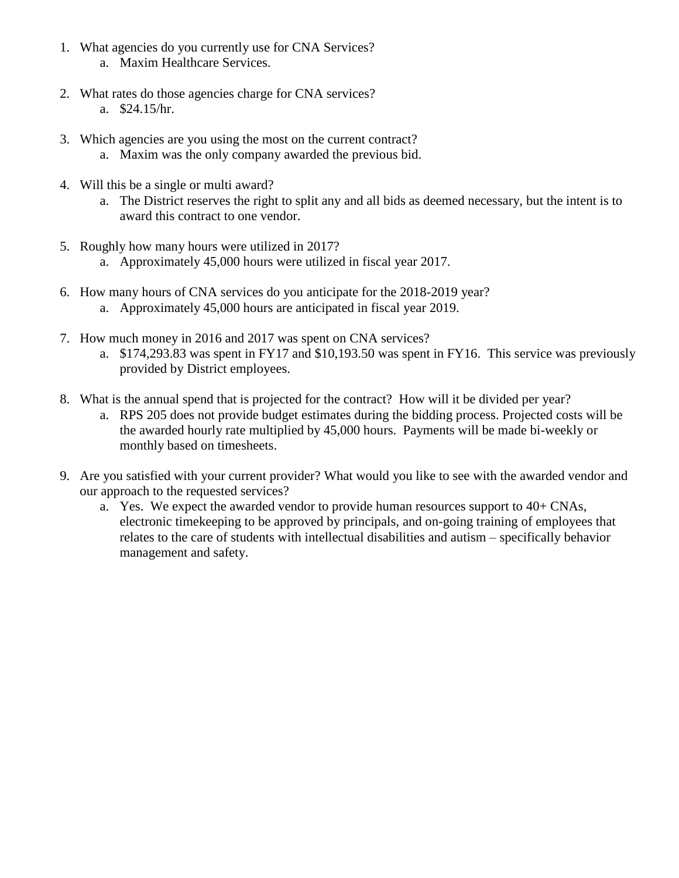1. What agencies do you currently use for CNA Services?
    a. Maxim Healthcare Services.

2. What rates do those agencies charge for CNA services?
    a. $24.15/hr.

3. Which agencies are you using the most on the current contract?
    a. Maxim was the only company awarded the previous bid.

4. Will this be a single or multi award?
    a. The District reserves the right to split any and all bids as deemed necessary, but the intent is to award this contract to one vendor.

5. Roughly how many hours were utilized in 2017?
    a. Approximately 45,000 hours were utilized in fiscal year 2017.

6. How many hours of CNA services do you anticipate for the 2018-2019 year?
    a. Approximately 45,000 hours are anticipated in fiscal year 2019.

7. How much money in 2016 and 2017 was spent on CNA services?
    a. $174,293.83 was spent in FY17 and $10,193.50 was spent in FY16. This service was previously provided by District employees.

8. What is the annual spend that is projected for the contract? How will it be divided per year?
    a. RPS 205 does not provide budget estimates during the bidding process. Projected costs will be the awarded hourly rate multiplied by 45,000 hours. Payments will be made bi-weekly or monthly based on timesheets.

9. Are you satisfied with your current provider? What would you like to see with the awarded vendor and our approach to the requested services?
    a. Yes. We expect the awarded vendor to provide human resources support to 40+ CNAs, electronic timekeeping to be approved by principals, and on-going training of employees that relates to the care of students with intellectual disabilities and autism – specifically behavior management and safety.